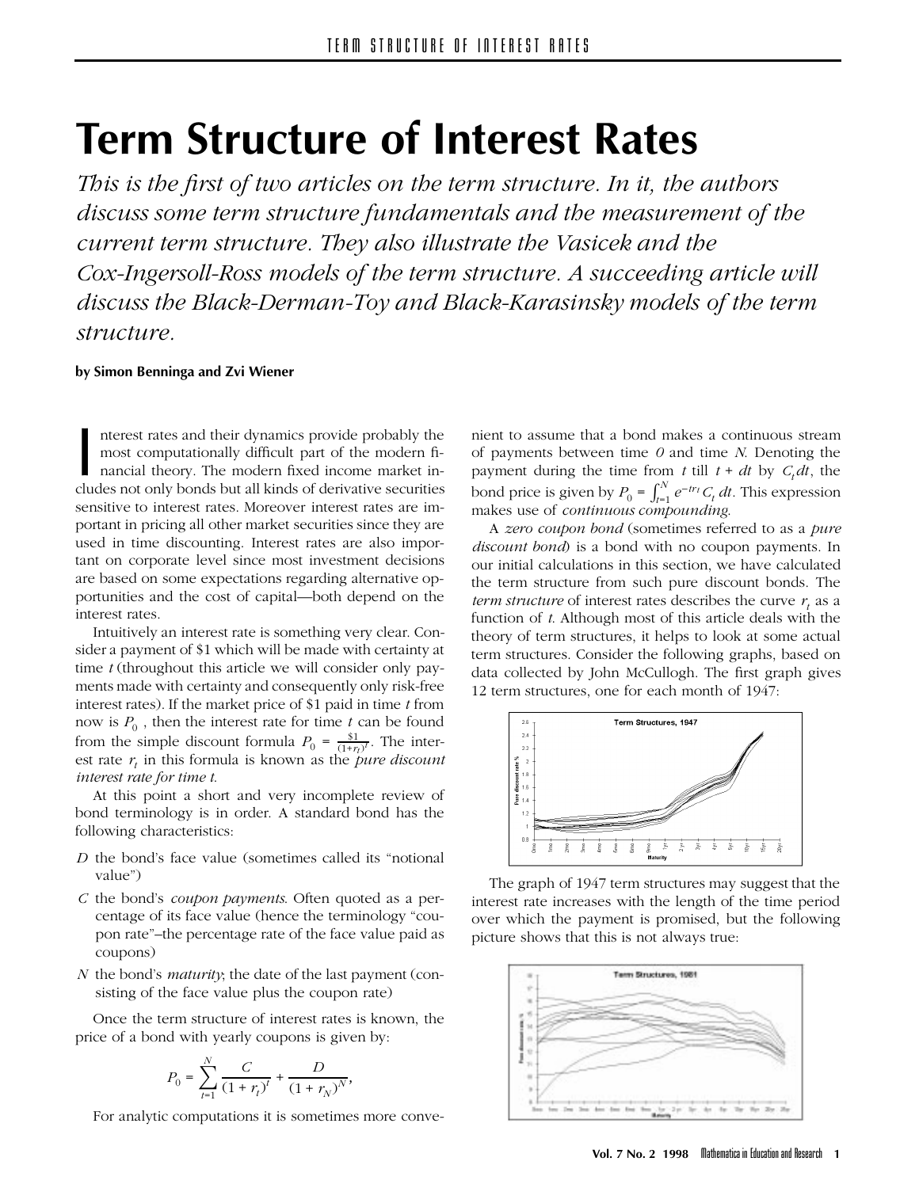# Term Structure of Interest Rates

*This is the first of two articles on the term structure. In it, the authors discuss some term structure fundamentals and the measurement of the current term structure. They also illustrate the Vasicek and the Cox-Ingersoll-Ross models of the term structure. A succeeding article will discuss the Black-Derman-Toy and Black-Karasinsky models of the term structure.*

**by Simon Benninga and Zvi Wiener**

Interest rates and their dynamics provide probably the most computationally difficult part of the modern financial theory. The modern fixed income market includes not only bonds but all kinds of derivative securities sensitive to interest rates. Moreover interest rates are important in pricing all other market securities since they are used in time discounting. Interest rates are also important on corporate level since most investment decisions are based on some expectations regarding alternative opportunities and the cost of capital—both depend on the interest rates.

Intuitively an interest rate is something very clear. Consider a payment of \$1 which will be made with certainty at time $t$ (throughout this article we will consider only payments made with certainty and consequently only risk-free interest rates). If the market price of \$1 paid in time $t$ from now is $P_0$, then the interest rate for time $t$ can be found from the simple discount formula $P_0 = \frac{\$1}{(1+r_t)^t}$. The interest rate $r_t$ in this formula is known as the *pure discount interest rate for time t*.

At this point a short and very incomplete review of bond terminology is in order. A standard bond has the following characteristics:

- $D$ the bond's face value (sometimes called its "notional value")
- $C$ the bond's *coupon payments*. Often quoted as a percentage of its face value (hence the terminology "coupon rate"–the percentage rate of the face value paid as coupons)
- $N$ the bond's *maturity*; the date of the last payment (consisting of the face value plus the coupon rate)

Once the term structure of interest rates is known, the price of a bond with yearly coupons is given by:

$$P_0 = \sum_{t=1}^{N} \frac{C}{(1+r_t)^t} + \frac{D}{(1+r_N)^N},$$

For analytic computations it is sometimes more convenient to assume that a bond makes a continuous stream of payments between time $0$ and time $N$. Denoting the payment during the time from $t$ till $t + dt$ by $C_t dt$, the bond price is given by $P_0 = \int_{t=1}^{N} e^{-tr_t} C_t\, dt$. This expression makes use of *continuous compounding*.

A *zero coupon bond* (sometimes referred to as a *pure discount bond*) is a bond with no coupon payments. In our initial calculations in this section, we have calculated the term structure from such pure discount bonds. The *term structure* of interest rates describes the curve $r_t$ as a function of $t$. Although most of this article deals with the theory of term structures, it helps to look at some actual term structures. Consider the following graphs, based on data collected by John McCullogh. The first graph gives 12 term structures, one for each month of 1947:

The graph of 1947 term structures may suggest that the interest rate increases with the length of the time period over which the payment is promised, but the following picture shows that this is not always true: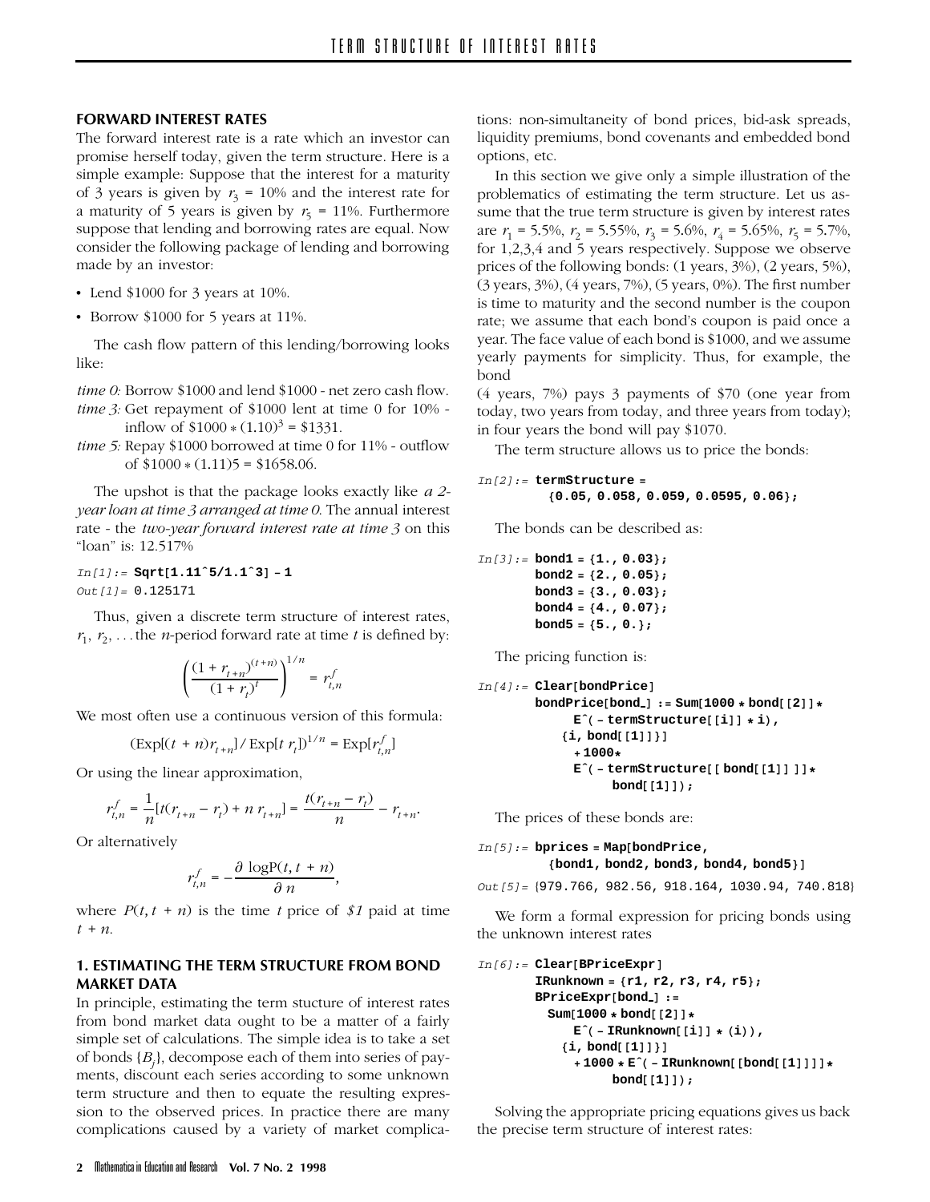## FORWARD INTEREST RATES

The forward interest rate is a rate which an investor can promise herself today, given the term structure. Here is a simple example: Suppose that the interest for a maturity of 3 years is given by $r_3 = 10\%$ and the interest rate for a maturity of 5 years is given by $r_5 = 11\%$. Furthermore suppose that lending and borrowing rates are equal. Now consider the following package of lending and borrowing made by an investor:

- Lend \$1000 for 3 years at 10%.
- Borrow \$1000 for 5 years at 11%.

The cash flow pattern of this lending/borrowing looks like:

*time 0:* Borrow \$1000 and lend \$1000 - net zero cash flow.
*time 3:* Get repayment of \$1000 lent at time 0 for 10% - inflow of $\$1000 * (1.10)^3 = \$1331$.
*time 5:* Repay \$1000 borrowed at time 0 for 11% - outflow of $\$1000 * (1.11)5 = \$1658.06$.

The upshot is that the package looks exactly like *a 2-year loan at time 3 arranged at time 0.* The annual interest rate - the *two-year forward interest rate at time 3* on this "loan" is: 12.517%

```
In[1]:= Sqrt[1.11^5/1.1^3] - 1
Out[1]= 0.125171
```

Thus, given a discrete term structure of interest rates, $r_1, r_2, \ldots$ the $n$-period forward rate at time $t$ is defined by:

$$\left(\frac{(1+r_{t+n})^{(t+n)}}{(1+r_t)^t}\right)^{1/n} = r^f_{t,n}$$

We most often use a continuous version of this formula:

$$(\mathrm{Exp}[(t+n)r_{t+n}]/\mathrm{Exp}[t\, r_t])^{1/n} = \mathrm{Exp}[r^f_{t,n}]$$

Or using the linear approximation,

$$r^f_{t,n} = \frac{1}{n}[t(r_{t+n} - r_t) + n\, r_{t+n}] = \frac{t(r_{t+n} - r_t)}{n} - r_{t+n}.$$

Or alternatively

$$r^f_{t,n} = -\frac{\partial \log \mathrm{P}(t, t+n)}{\partial n},$$

where $P(t, t+n)$ is the time $t$ price of *\$1* paid at time $t+n$.

## 1. ESTIMATING THE TERM STRUCTURE FROM BOND MARKET DATA

In principle, estimating the term stucture of interest rates from bond market data ought to be a matter of a fairly simple set of calculations. The simple idea is to take a set of bonds $\{B_j\}$, decompose each of them into series of payments, discount each series according to some unknown term structure and then to equate the resulting expression to the observed prices. In practice there are many complications caused by a variety of market complications: non-simultaneity of bond prices, bid-ask spreads, liquidity premiums, bond covenants and embedded bond options, etc.

In this section we give only a simple illustration of the problematics of estimating the term structure. Let us assume that the true term structure is given by interest rates are $r_1 = 5.5\%$, $r_2 = 5.55\%$, $r_3 = 5.6\%$, $r_4 = 5.65\%$, $r_5 = 5.7\%$, for 1,2,3,4 and 5 years respectively. Suppose we observe prices of the following bonds: (1 years, 3%), (2 years, 5%), (3 years, 3%), (4 years, 7%), (5 years, 0%). The first number is time to maturity and the second number is the coupon rate; we assume that each bond's coupon is paid once a year. The face value of each bond is \$1000, and we assume yearly payments for simplicity. Thus, for example, the bond

(4 years, 7%) pays 3 payments of \$70 (one year from today, two years from today, and three years from today); in four years the bond will pay \$1070.

The term structure allows us to price the bonds:

```
In[2]:= termStructure =
          {0.05, 0.058, 0.059, 0.0595, 0.06};
```

The bonds can be described as:

```
In[3]:= bond1 = {1., 0.03};
        bond2 = {2., 0.05};
        bond3 = {3., 0.03};
        bond4 = {4., 0.07};
        bond5 = {5., 0.};
```

The pricing function is:

```
In[4]:= Clear[bondPrice]
        bondPrice[bond_] := Sum[1000 * bond[[2]]*
              E^(- termStructure[[i]] * i),
            {i, bond[[1]]}]
             + 1000*
              E^(- termStructure[[ bond[[1]] ]]*
                    bond[[1]]);
```

The prices of these bonds are:

```
In[5]:= bprices = Map[bondPrice,
          {bond1, bond2, bond3, bond4, bond5}]
Out[5]= {979.766, 982.56, 918.164, 1030.94, 740.818}
```

We form a formal expression for pricing bonds using the unknown interest rates

```
In[6]:= Clear[BPriceExpr]
        IRunknown = {r1, r2, r3, r4, r5};
        BPriceExpr[bond_] :=
          Sum[1000 * bond[[2]]*
              E^( - IRunknown[[i]] * (i)),
            {i, bond[[1]]}]
              + 1000 * E^( - IRunknown[[bond[[1]]]]*
                    bond[[1]]);
```

Solving the appropriate pricing equations gives us back the precise term structure of interest rates: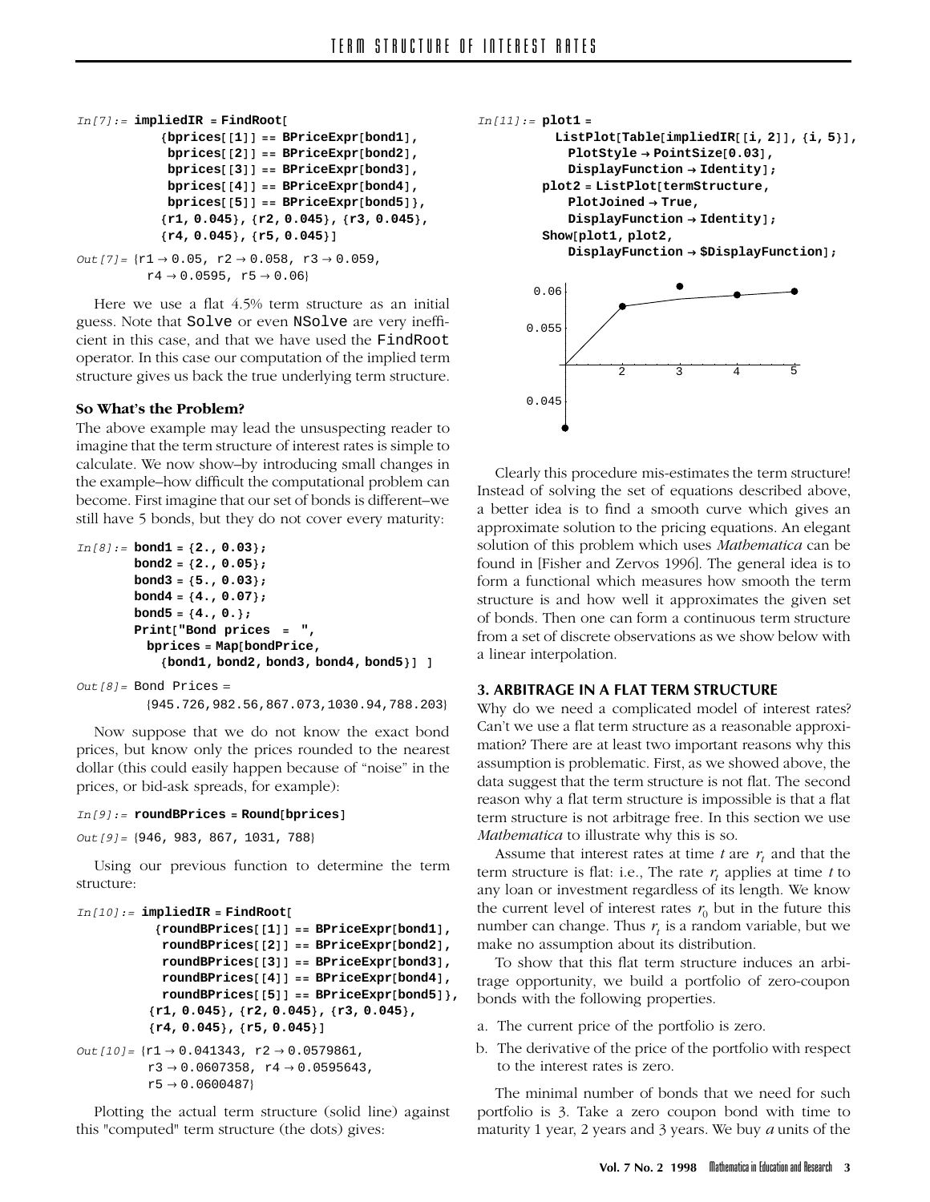```
In[7]:= impliedIR = FindRoot[
          {bprices[[1]] == BPriceExpr[bond1],
           bprices[[2]] == BPriceExpr[bond2],
           bprices[[3]] == BPriceExpr[bond3],
           bprices[[4]] == BPriceExpr[bond4],
           bprices[[5]] == BPriceExpr[bond5]},
          {r1, 0.045}, {r2, 0.045}, {r3, 0.045},
          {r4, 0.045}, {r5, 0.045}]

Out[7]= {r1 → 0.05, r2 → 0.058, r3 → 0.059,
         r4 → 0.0595, r5 → 0.06}
```

Here we use a flat 4.5% term structure as an initial guess. Note that Solve or even NSolve are very inefficient in this case, and that we have used the FindRoot operator. In this case our computation of the implied term structure gives us back the true underlying term structure.

### So What's the Problem?

The above example may lead the unsuspecting reader to imagine that the term structure of interest rates is simple to calculate. We now show–by introducing small changes in the example–how difficult the computational problem can become. First imagine that our set of bonds is different–we still have 5 bonds, but they do not cover every maturity:

```
In[8]:= bond1 = {2., 0.03};
        bond2 = {2., 0.05};
        bond3 = {5., 0.03};
        bond4 = {4., 0.07};
        bond5 = {4., 0.};
        Print["Bond prices  =  ",
          bprices = Map[bondPrice,
            {bond1, bond2, bond3, bond4, bond5}] ]

Out[8]= Bond Prices =
        {945.726,982.56,867.073,1030.94,788.203}
```

Now suppose that we do not know the exact bond prices, but know only the prices rounded to the nearest dollar (this could easily happen because of "noise" in the prices, or bid-ask spreads, for example):

```
In[9]:= roundBPrices = Round[bprices]

Out[9]= {946, 983, 867, 1031, 788}
```

Using our previous function to determine the term structure:

```
In[10]:= impliedIR = FindRoot[
          {roundBPrices[[1]] == BPriceExpr[bond1],
           roundBPrices[[2]] == BPriceExpr[bond2],
           roundBPrices[[3]] == BPriceExpr[bond3],
           roundBPrices[[4]] == BPriceExpr[bond4],
           roundBPrices[[5]] == BPriceExpr[bond5]},
          {r1, 0.045}, {r2, 0.045}, {r3, 0.045},
          {r4, 0.045}, {r5, 0.045}]

Out[10]= {r1 → 0.041343, r2 → 0.0579861,
          r3 → 0.0607358, r4 → 0.0595643,
          r5 → 0.0600487}
```

Plotting the actual term structure (solid line) against this "computed" term structure (the dots) gives:

```
In[11]:= plot1 =
          ListPlot[Table[impliedIR[[i, 2]], {i, 5}],
            PlotStyle → PointSize[0.03],
            DisplayFunction → Identity];
         plot2 = ListPlot[termStructure,
            PlotJoined → True,
            DisplayFunction → Identity];
         Show[plot1, plot2,
            DisplayFunction → $DisplayFunction];
```

Clearly this procedure mis-estimates the term structure! Instead of solving the set of equations described above, a better idea is to find a smooth curve which gives an approximate solution to the pricing equations. An elegant solution of this problem which uses *Mathematica* can be found in [Fisher and Zervos 1996]. The general idea is to form a functional which measures how smooth the term structure is and how well it approximates the given set of bonds. Then one can form a continuous term structure from a set of discrete observations as we show below with a linear interpolation.

## 3. ARBITRAGE IN A FLAT TERM STRUCTURE

Why do we need a complicated model of interest rates? Can't we use a flat term structure as a reasonable approximation? There are at least two important reasons why this assumption is problematic. First, as we showed above, the data suggest that the term structure is not flat. The second reason why a flat term structure is impossible is that a flat term structure is not arbitrage free. In this section we use *Mathematica* to illustrate why this is so.

Assume that interest rates at time $t$ are $r_t$ and that the term structure is flat: i.e., The rate $r_t$ applies at time $t$ to any loan or investment regardless of its length. We know the current level of interest rates $r_0$ but in the future this number can change. Thus $r_t$ is a random variable, but we make no assumption about its distribution.

To show that this flat term structure induces an arbitrage opportunity, we build a portfolio of zero-coupon bonds with the following properties.

a. The current price of the portfolio is zero.
b. The derivative of the price of the portfolio with respect to the interest rates is zero.

The minimal number of bonds that we need for such portfolio is 3. Take a zero coupon bond with time to maturity 1 year, 2 years and 3 years. We buy $a$ units of the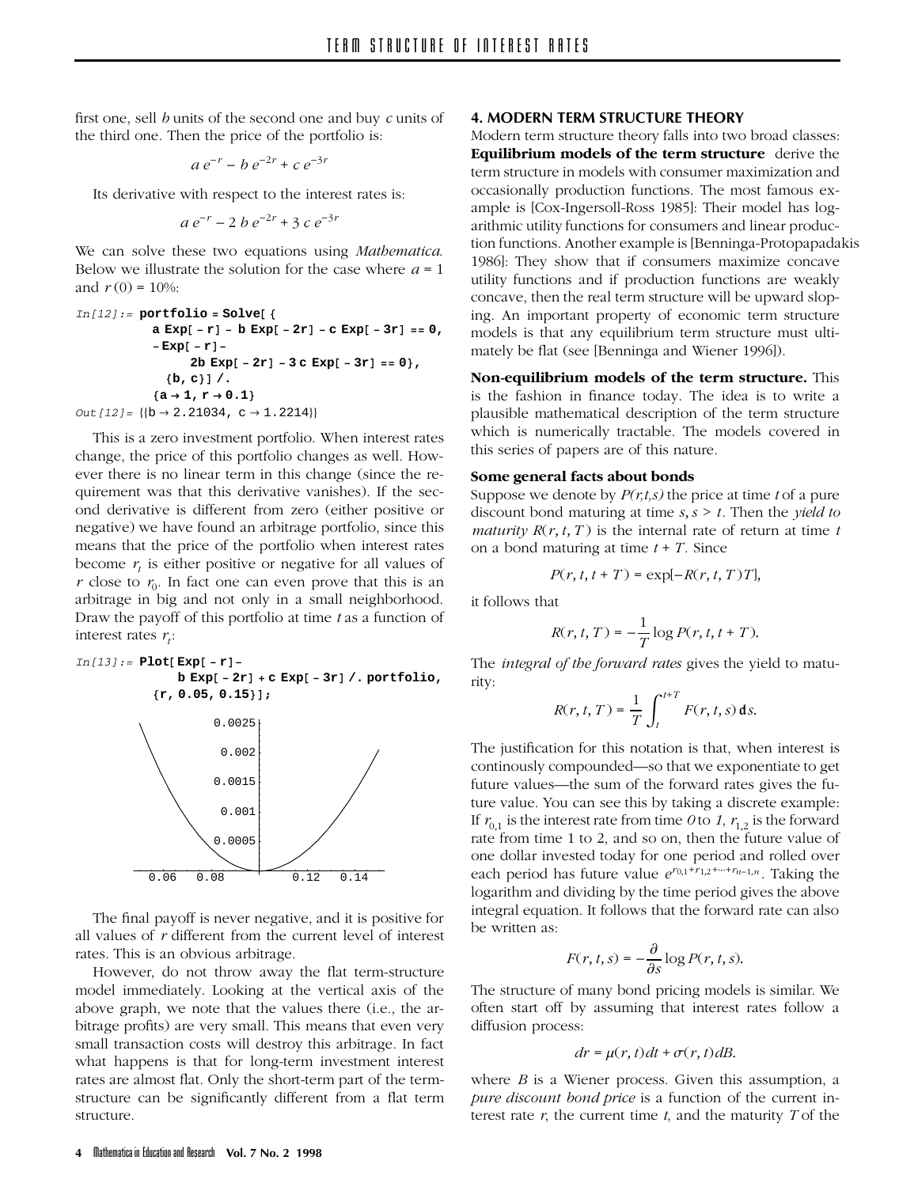first one, sell $b$ units of the second one and buy $c$ units of the third one. Then the price of the portfolio is:

$$a\, e^{-r} - b\, e^{-2r} + c\, e^{-3r}$$

Its derivative with respect to the interest rates is:

$$a\, e^{-r} - 2\, b\, e^{-2r} + 3\, c\, e^{-3r}$$

We can solve these two equations using *Mathematica*. Below we illustrate the solution for the case where $a = 1$ and $r(0) = 10\%$:

```
In[12]:= portfolio = Solve[ {
           a Exp[ - r] - b Exp[ - 2r] - c Exp[ - 3r] == 0,
           - Exp[ - r]-
               2b Exp[ - 2r] - 3 c Exp[ - 3r] == 0},
             {b, c}] /.
           {a → 1, r → 0.1}
Out[12]= {{b → 2.21034, c → 1.2214}}
```

This is a zero investment portfolio. When interest rates change, the price of this portfolio changes as well. However there is no linear term in this change (since the requirement was that this derivative vanishes). If the second derivative is different from zero (either positive or negative) we have found an arbitrage portfolio, since this means that the price of the portfolio when interest rates become $r_t$ is either positive or negative for all values of $r$ close to $r_0$. In fact one can even prove that this is an arbitrage in big and not only in a small neighborhood. Draw the payoff of this portfolio at time $t$ as a function of interest rates $r_t$:

```
In[13]:= Plot[Exp[ - r]-
             b Exp[ - 2r] + c Exp[ - 3r] /. portfolio,
           {r, 0.05, 0.15}];
```

The final payoff is never negative, and it is positive for all values of $r$ different from the current level of interest rates. This is an obvious arbitrage.

However, do not throw away the flat term-structure model immediately. Looking at the vertical axis of the above graph, we note that the values there (i.e., the arbitrage profits) are very small. This means that even very small transaction costs will destroy this arbitrage. In fact what happens is that for long-term investment interest rates are almost flat. Only the short-term part of the term-structure can be significantly different from a flat term structure.

## 4. MODERN TERM STRUCTURE THEORY

Modern term structure theory falls into two broad classes: **Equilibrium models of the term structure** derive the term structure in models with consumer maximization and occasionally production functions. The most famous example is [Cox-Ingersoll-Ross 1985]: Their model has logarithmic utility functions for consumers and linear production functions. Another example is [Benninga-Protopapadakis 1986]: They show that if consumers maximize concave utility functions and if production functions are weakly concave, then the real term structure will be upward sloping. An important property of economic term structure models is that any equilibrium term structure must ultimately be flat (see [Benninga and Wiener 1996]).

**Non-equilibrium models of the term structure.** This is the fashion in finance today. The idea is to write a plausible mathematical description of the term structure which is numerically tractable. The models covered in this series of papers are of this nature.

### Some general facts about bonds

Suppose we denote by $P(r,t,s)$ the price at time $t$ of a pure discount bond maturing at time $s, s > t$. Then the *yield to maturity* $R(r, t, T)$ is the internal rate of return at time $t$ on a bond maturing at time $t + T$. Since

$$P(r, t, t + T) = \exp[-R(r, t, T)T],$$

it follows that

$$R(r, t, T) = -\frac{1}{T} \log P(r, t, t + T).$$

The *integral of the forward rates* gives the yield to maturity:

$$R(r, t, T) = \frac{1}{T} \int_t^{t+T} F(r, t, s)\, \mathrm{d}s.$$

The justification for this notation is that, when interest is continously compounded—so that we exponentiate to get future values—the sum of the forward rates gives the future value. You can see this by taking a discrete example: If $r_{0,1}$ is the interest rate from time *0* to *1*, $r_{1,2}$ is the forward rate from time 1 to 2, and so on, then the future value of one dollar invested today for one period and rolled over each period has future value $e^{r_{0,1}+r_{1,2}+\cdots+r_{n-1,n}}$. Taking the logarithm and dividing by the time period gives the above integral equation. It follows that the forward rate can also be written as:

$$F(r, t, s) = -\frac{\partial}{\partial s} \log P(r, t, s).$$

The structure of many bond pricing models is similar. We often start off by assuming that interest rates follow a diffusion process:

$$dr = \mu(r, t)dt + \sigma(r, t)dB.$$

where $B$ is a Wiener process. Given this assumption, a *pure discount bond price* is a function of the current interest rate $r$, the current time $t$, and the maturity $T$ of the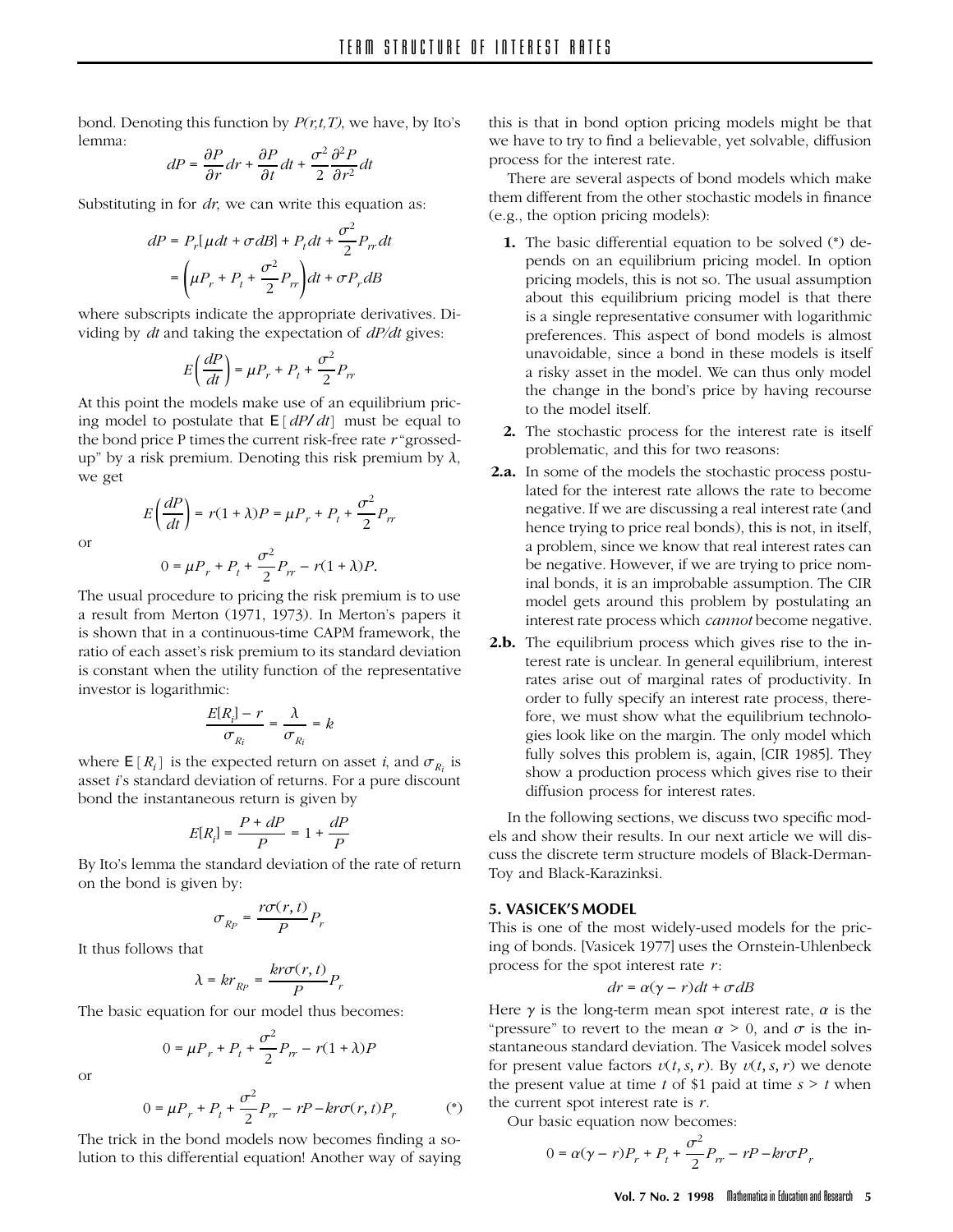bond. Denoting this function by $P(r,t,T)$, we have, by Ito's lemma:

$$dP = \frac{\partial P}{\partial r}dr + \frac{\partial P}{\partial t}dt + \frac{\sigma^2}{2}\frac{\partial^2 P}{\partial r^2}dt$$

Substituting in for $dr$, we can write this equation as:

$$dP = P_r[\mu dt + \sigma dB] + P_t dt + \frac{\sigma^2}{2}P_{rr}dt$$
$$= \left(\mu P_r + P_t + \frac{\sigma^2}{2}P_{rr}\right)dt + \sigma P_r dB$$

where subscripts indicate the appropriate derivatives. Dividing by $dt$ and taking the expectation of $dP/dt$ gives:

$$E\left(\frac{dP}{dt}\right) = \mu P_r + P_t + \frac{\sigma^2}{2}P_{rr}$$

At this point the models make use of an equilibrium pricing model to postulate that $E[dP/dt]$ must be equal to the bond price P times the current risk-free rate $r$ "grossed-up" by a risk premium. Denoting this risk premium by $\lambda$, we get

$$E\left(\frac{dP}{dt}\right) = r(1+\lambda)P = \mu P_r + P_t + \frac{\sigma^2}{2}P_{rr}$$

or

$$0 = \mu P_r + P_t + \frac{\sigma^2}{2}P_{rr} - r(1+\lambda)P.$$

The usual procedure to pricing the risk premium is to use a result from Merton (1971, 1973). In Merton's papers it is shown that in a continuous-time CAPM framework, the ratio of each asset's risk premium to its standard deviation is constant when the utility function of the representative investor is logarithmic:

$$\frac{E[R_i] - r}{\sigma_{R_i}} = \frac{\lambda}{\sigma_{R_i}} = k$$

where $E[R_i]$ is the expected return on asset $i$, and $\sigma_{R_i}$ is asset $i$'s standard deviation of returns. For a pure discount bond the instantaneous return is given by

$$E[R_i] = \frac{P + dP}{P} = 1 + \frac{dP}{P}$$

By Ito's lemma the standard deviation of the rate of return on the bond is given by:

$$\sigma_{R_P} = \frac{r\sigma(r,t)}{P}P_r$$

It thus follows that

$$\lambda = kr_{R_P} = \frac{kr\sigma(r,t)}{P}P_r$$

The basic equation for our model thus becomes:

$$0 = \mu P_r + P_t + \frac{\sigma^2}{2}P_{rr} - r(1+\lambda)P$$

or

$$0 = \mu P_r + P_t + \frac{\sigma^2}{2}P_{rr} - rP - kr\sigma(r,t)P_r \qquad (*)$$

The trick in the bond models now becomes finding a solution to this differential equation! Another way of saying this is that in bond option pricing models might be that we have to try to find a believable, yet solvable, diffusion process for the interest rate.

There are several aspects of bond models which make them different from the other stochastic models in finance (e.g., the option pricing models):

**1.** The basic differential equation to be solved (*) depends on an equilibrium pricing model. In option pricing models, this is not so. The usual assumption about this equilibrium pricing model is that there is a single representative consumer with logarithmic preferences. This aspect of bond models is almost unavoidable, since a bond in these models is itself a risky asset in the model. We can thus only model the change in the bond's price by having recourse to the model itself.

**2.** The stochastic process for the interest rate is itself problematic, and this for two reasons:

**2.a.** In some of the models the stochastic process postulated for the interest rate allows the rate to become negative. If we are discussing a real interest rate (and hence trying to price real bonds), this is not, in itself, a problem, since we know that real interest rates can be negative. However, if we are trying to price nominal bonds, it is an improbable assumption. The CIR model gets around this problem by postulating an interest rate process which *cannot* become negative.

**2.b.** The equilibrium process which gives rise to the interest rate is unclear. In general equilibrium, interest rates arise out of marginal rates of productivity. In order to fully specify an interest rate process, therefore, we must show what the equilibrium technologies look like on the margin. The only model which fully solves this problem is, again, [CIR 1985]. They show a production process which gives rise to their diffusion process for interest rates.

In the following sections, we discuss two specific models and show their results. In our next article we will discuss the discrete term structure models of Black-Derman-Toy and Black-Karazinksi.

### 5. VASICEK'S MODEL

This is one of the most widely-used models for the pricing of bonds. [Vasicek 1977] uses the Ornstein-Uhlenbeck process for the spot interest rate $r$:

$$dr = \alpha(\gamma - r)dt + \sigma dB$$

Here $\gamma$ is the long-term mean spot interest rate, $\alpha$ is the "pressure" to revert to the mean $\alpha > 0$, and $\sigma$ is the instantaneous standard deviation. The Vasicek model solves for present value factors $v(t,s,r)$. By $v(t,s,r)$ we denote the present value at time $t$ of \$1 paid at time $s > t$ when the current spot interest rate is $r$.

Our basic equation now becomes:

$$0 = \alpha(\gamma - r)P_r + P_t + \frac{\sigma^2}{2}P_{rr} - rP - kr\sigma P_r$$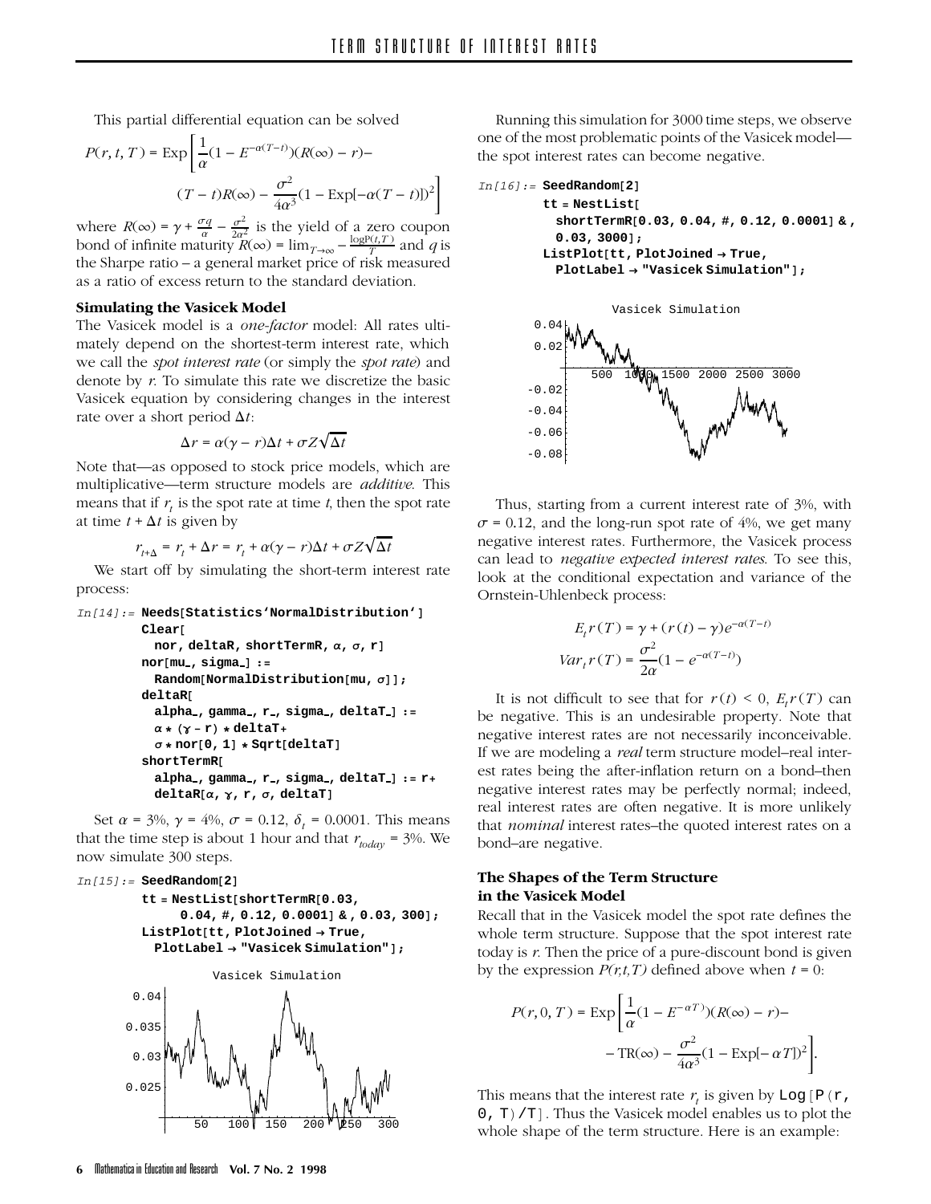This partial differential equation can be solved

$$P(r,t,T) = \text{Exp}\left[\frac{1}{\alpha}(1 - E^{-\alpha(T-t)})(R(\infty) - r) - (T-t)R(\infty) - \frac{\sigma^2}{4\alpha^3}(1 - \text{Exp}[-\alpha(T-t)])^2\right]$$

where $R(\infty) = \gamma + \frac{\sigma q}{\alpha} - \frac{\sigma^2}{2\alpha^2}$ is the yield of a zero coupon bond of infinite maturity $R(\infty) = \lim_{T\to\infty} -\frac{\log P(t,T)}{T}$ and $q$ is the Sharpe ratio – a general market price of risk measured as a ratio of excess return to the standard deviation.

### Simulating the Vasicek Model

The Vasicek model is a *one-factor* model: All rates ultimately depend on the shortest-term interest rate, which we call the *spot interest rate* (or simply the *spot rate*) and denote by $r$. To simulate this rate we discretize the basic Vasicek equation by considering changes in the interest rate over a short period $\Delta t$:

$$\Delta r = \alpha(\gamma - r)\Delta t + \sigma Z\sqrt{\Delta t}$$

Note that—as opposed to stock price models, which are multiplicative—term structure models are *additive*. This means that if $r_t$ is the spot rate at time $t$, then the spot rate at time $t + \Delta t$ is given by

$$r_{t+\Delta} = r_t + \Delta r = r_t + \alpha(\gamma - r)\Delta t + \sigma Z\sqrt{\Delta t}$$

We start off by simulating the short-term interest rate process:

```
In[14]:= Needs[Statistics'NormalDistribution']
         Clear[
           nor, deltaR, shortTermR, α, σ, r]
         nor[mu_, sigma_] :=
           Random[NormalDistribution[mu, σ]];
         deltaR[
           alpha_, gamma_, r_, sigma_, deltaT_] :=
           α * (γ - r) * deltaT+
           σ * nor[0, 1] * Sqrt[deltaT]
         shortTermR[
           alpha_, gamma_, r_, sigma_, deltaT_] := r+
           deltaR[α, γ, r, σ, deltaT]
```

Set $\alpha = 3\%$, $\gamma = 4\%$, $\sigma = 0.12$, $\delta_t = 0.0001$. This means that the time step is about 1 hour and that $r_{today} = 3\%$. We now simulate 300 steps.

```
In[15]:= SeedRandom[2]
         tt = NestList[shortTermR[0.03,
              0.04, #, 0.12, 0.0001] &, 0.03, 300];
         ListPlot[tt, PlotJoined → True,
           PlotLabel → "Vasicek Simulation"];
```

Running this simulation for 3000 time steps, we observe one of the most problematic points of the Vasicek model—the spot interest rates can become negative.

```
In[16]:= SeedRandom[2]
         tt = NestList[
           shortTermR[0.03, 0.04, #, 0.12, 0.0001] &,
           0.03, 3000];
         ListPlot[tt, PlotJoined → True,
           PlotLabel → "Vasicek Simulation"];
```

Thus, starting from a current interest rate of 3%, with $\sigma = 0.12$, and the long-run spot rate of 4%, we get many negative interest rates. Furthermore, the Vasicek process can lead to *negative expected interest rates*. To see this, look at the conditional expectation and variance of the Ornstein-Uhlenbeck process:

$$E_t r(T) = \gamma + (r(t) - \gamma)e^{-\alpha(T-t)}$$

$$Var_t r(T) = \frac{\sigma^2}{2\alpha}(1 - e^{-\alpha(T-t)})$$

It is not difficult to see that for $r(t) < 0$, $E_t r(T)$ can be negative. This is an undesirable property. Note that negative interest rates are not necessarily inconceivable. If we are modeling a *real* term structure model–real interest rates being the after-inflation return on a bond–then negative interest rates may be perfectly normal; indeed, real interest rates are often negative. It is more unlikely that *nominal* interest rates–the quoted interest rates on a bond–are negative.

### The Shapes of the Term Structure in the Vasicek Model

Recall that in the Vasicek model the spot rate defines the whole term structure. Suppose that the spot interest rate today is $r$. Then the price of a pure-discount bond is given by the expression $P(r,t,T)$ defined above when $t = 0$:

$$P(r,0,T) = \text{Exp}\left[\frac{1}{\alpha}(1 - E^{-\alpha T})(R(\infty) - r) - \text{TR}(\infty) - \frac{\sigma^2}{4\alpha^3}(1 - \text{Exp}[-\alpha T])^2\right].$$

This means that the interest rate $r_t$ is given by `Log[P(r, 0, T)/T]`. Thus the Vasicek model enables us to plot the whole shape of the term structure. Here is an example: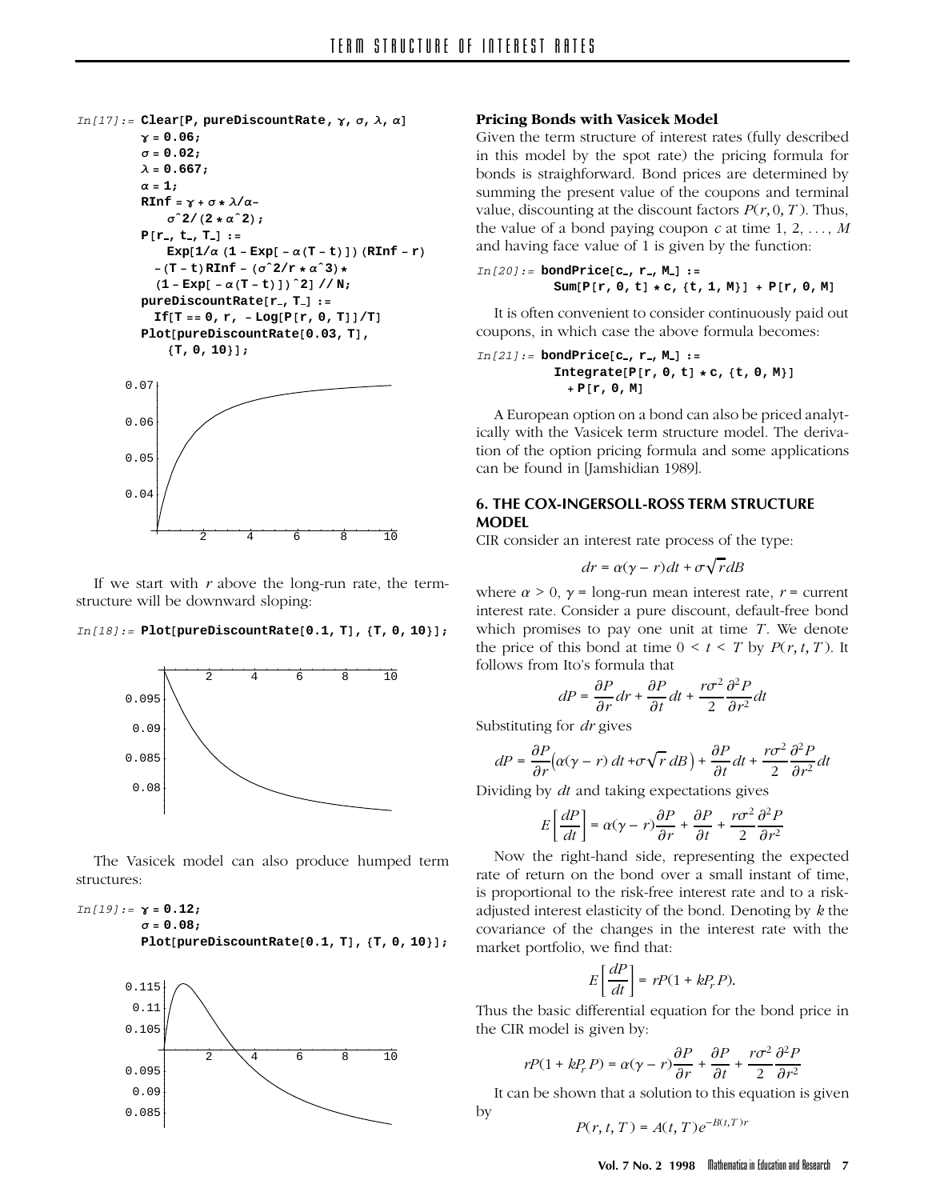```
In[17]:= Clear[P, pureDiscountRate, γ, σ, λ, α]
         γ = 0.06;
         σ = 0.02;
         λ = 0.667;
         α = 1;
         RInf = γ + σ * λ/α-
             σ^2/(2 * α^2);
         P[r_, t_, T_] :=
             Exp[1/α (1 - Exp[ - α(T - t)]) (RInf - r)
           -(T - t)RInf - (σ^2/r * α^3) *
           (1 - Exp[ - α(T - t)])^2] // N;
         pureDiscountRate[r_, T_] :=
           If[T == 0, r, - Log[P[r, 0, T]]/T]
         Plot[pureDiscountRate[0.03, T],
             {T, 0, 10}];
```

If we start with $r$ above the long-run rate, the term-structure will be downward sloping:

```
In[18]:= Plot[pureDiscountRate[0.1, T], {T, 0, 10}];
```

The Vasicek model can also produce humped term structures:

```
In[19]:= γ = 0.12;
         σ = 0.08;
         Plot[pureDiscountRate[0.1, T], {T, 0, 10}];
```

**Pricing Bonds with Vasicek Model**

Given the term structure of interest rates (fully described in this model by the spot rate) the pricing formula for bonds is straighforward. Bond prices are determined by summing the present value of the coupons and terminal value, discounting at the discount factors $P(r, 0, T)$. Thus, the value of a bond paying coupon $c$ at time 1, 2, ..., $M$ and having face value of 1 is given by the function:

```
In[20]:= bondPrice[c_, r_, M_] :=
           Sum[P[r, 0, t] * c, {t, 1, M}] + P[r, 0, M]
```

It is often convenient to consider continuously paid out coupons, in which case the above formula becomes:

```
In[21]:= bondPrice[c_, r_, M_] :=
           Integrate[P[r, 0, t] * c, {t, 0, M}]
             + P[r, 0, M]
```

A European option on a bond can also be priced analytically with the Vasicek term structure model. The derivation of the option pricing formula and some applications can be found in [Jamshidian 1989].

## 6. THE COX-INGERSOLL-ROSS TERM STRUCTURE MODEL

CIR consider an interest rate process of the type:

$$dr = \alpha(\gamma - r)dt + \sigma\sqrt{r}dB$$

where $\alpha > 0$, $\gamma$ = long-run mean interest rate, $r$ = current interest rate. Consider a pure discount, default-free bond which promises to pay one unit at time $T$. We denote the price of this bond at time $0 < t < T$ by $P(r, t, T)$. It follows from Ito's formula that

$$dP = \frac{\partial P}{\partial r}dr + \frac{\partial P}{\partial t}dt + \frac{r\sigma^2}{2}\frac{\partial^2 P}{\partial r^2}dt$$

Substituting for $dr$ gives

$$dP = \frac{\partial P}{\partial r}\left(\alpha(\gamma - r)\,dt + \sigma\sqrt{r}\,dB\right) + \frac{\partial P}{\partial t}dt + \frac{r\sigma^2}{2}\frac{\partial^2 P}{\partial r^2}dt$$

Dividing by $dt$ and taking expectations gives

$$E\left[\frac{dP}{dt}\right] = \alpha(\gamma - r)\frac{\partial P}{\partial r} + \frac{\partial P}{\partial t} + \frac{r\sigma^2}{2}\frac{\partial^2 P}{\partial r^2}$$

Now the right-hand side, representing the expected rate of return on the bond over a small instant of time, is proportional to the risk-free interest rate and to a risk-adjusted interest elasticity of the bond. Denoting by $k$ the covariance of the changes in the interest rate with the market portfolio, we find that:

$$E\left[\frac{dP}{dt}\right] = rP(1 + kP_r P).$$

Thus the basic differential equation for the bond price in the CIR model is given by:

$$rP(1 + kP_r P) = \alpha(\gamma - r)\frac{\partial P}{\partial r} + \frac{\partial P}{\partial t} + \frac{r\sigma^2}{2}\frac{\partial^2 P}{\partial r^2}$$

It can be shown that a solution to this equation is given by

$$P(r, t, T) = A(t, T)e^{-B(t,T)r}$$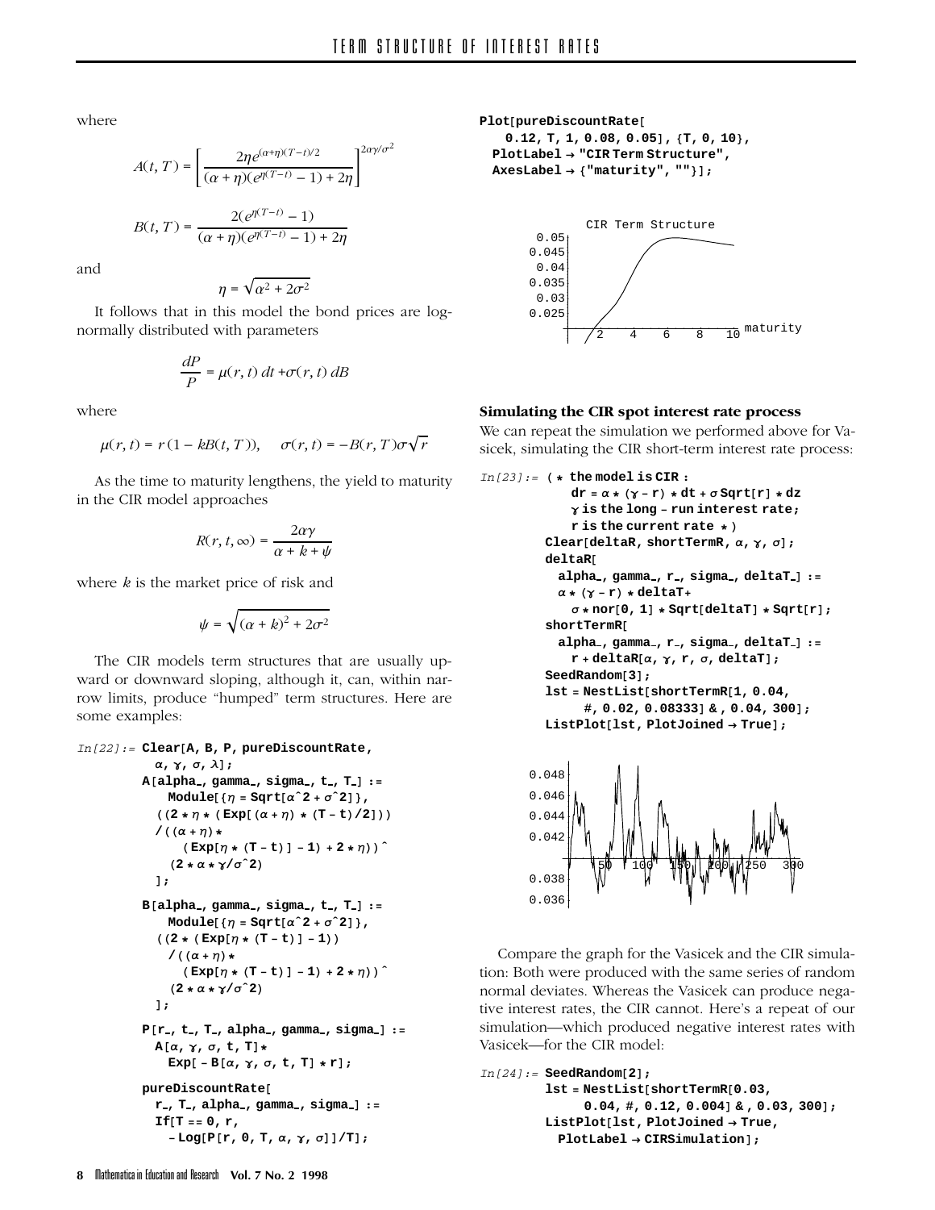where

$$A(t,T) = \left[ \frac{2\eta e^{(\alpha+\eta)(T-t)/2}}{(\alpha+\eta)(e^{\eta(T-t)}-1)+2\eta} \right]^{2\alpha\gamma/\sigma^2}$$

$$B(t,T) = \frac{2(e^{\eta(T-t)}-1)}{(\alpha+\eta)(e^{\eta(T-t)}-1)+2\eta}$$

and

$$\eta = \sqrt{\alpha^2 + 2\sigma^2}$$

It follows that in this model the bond prices are log-normally distributed with parameters

$$\frac{dP}{P} = \mu(r,t)\,dt + \sigma(r,t)\,dB$$

where

$$\mu(r,t) = r(1 - kB(t,T)), \quad \sigma(r,t) = -B(r,T)\sigma\sqrt{r}$$

As the time to maturity lengthens, the yield to maturity in the CIR model approaches

$$R(r,t,\infty) = \frac{2\alpha\gamma}{\alpha + k + \psi}$$

where $k$ is the market price of risk and

$$\psi = \sqrt{(\alpha+k)^2 + 2\sigma^2}$$

The CIR models term structures that are usually upward or downward sloping, although it, can, within narrow limits, produce "humped" term structures. Here are some examples:

```
In[22]:= Clear[A, B, P, pureDiscountRate,
           α, γ, σ, λ];
         A[alpha_, gamma_, sigma_, t_, T_] :=
            Module[{η = Sqrt[α^2 + σ^2]},
           ((2 * η * (Exp[(α + η) * (T - t)/2]))
           /((α + η)*
              (Exp[η * (T - t)] - 1) + 2 * η))^
            (2 * α * γ/σ^2)
           ];
         B[alpha_, gamma_, sigma_, t_, T_] :=
            Module[{η = Sqrt[α^2 + σ^2]},
           ((2 * (Exp[η * (T - t)] - 1))
            /((α + η)*
              (Exp[η * (T - t)] - 1) + 2 * η))^
            (2 * α * γ/σ^2)
           ];
         P[r_, t_, T_, alpha_, gamma_, sigma_] :=
           A[α, γ, σ, t, T]*
             Exp[ - B[α, γ, σ, t, T] * r];
         pureDiscountRate[
           r_, T_, alpha_, gamma_, sigma_] :=
           If[T == 0, r,
             - Log[P[r, 0, T, α, γ, σ]]/T];
```

```
Plot[pureDiscountRate[
    0.12, T, 1, 0.08, 0.05], {T, 0, 10},
  PlotLabel → "CIR Term Structure",
  AxesLabel → {"maturity", ""}];
```

### Simulating the CIR spot interest rate process

We can repeat the simulation we performed above for Vasicek, simulating the CIR short-term interest rate process:

```
In[23]:= (* the model is CIR :
            dr = α * (γ - r) * dt + σ Sqrt[r] * dz
            γ is the long - run interest rate;
            r is the current rate *)
         Clear[deltaR, shortTermR, α, γ, σ];
         deltaR[
           alpha_, gamma_, r_, sigma_, deltaT_] :=
           α * (γ - r) * deltaT+
             σ * nor[0, 1] * Sqrt[deltaT] * Sqrt[r];
         shortTermR[
           alpha_, gamma_, r_, sigma_, deltaT_] :=
             r + deltaR[α, γ, r, σ, deltaT];
         SeedRandom[3];
         lst = NestList[shortTermR[1, 0.04,
                 #, 0.02, 0.08333] & , 0.04, 300];
         ListPlot[lst, PlotJoined → True];
```

Compare the graph for the Vasicek and the CIR simulation: Both were produced with the same series of random normal deviates. Whereas the Vasicek can produce negative interest rates, the CIR cannot. Here's a repeat of our simulation—which produced negative interest rates with Vasicek—for the CIR model:

```
In[24]:= SeedRandom[2];
         lst = NestList[shortTermR[0.03,
               0.04, #, 0.12, 0.004] & , 0.03, 300];
         ListPlot[lst, PlotJoined → True,
           PlotLabel → CIRSimulation];
```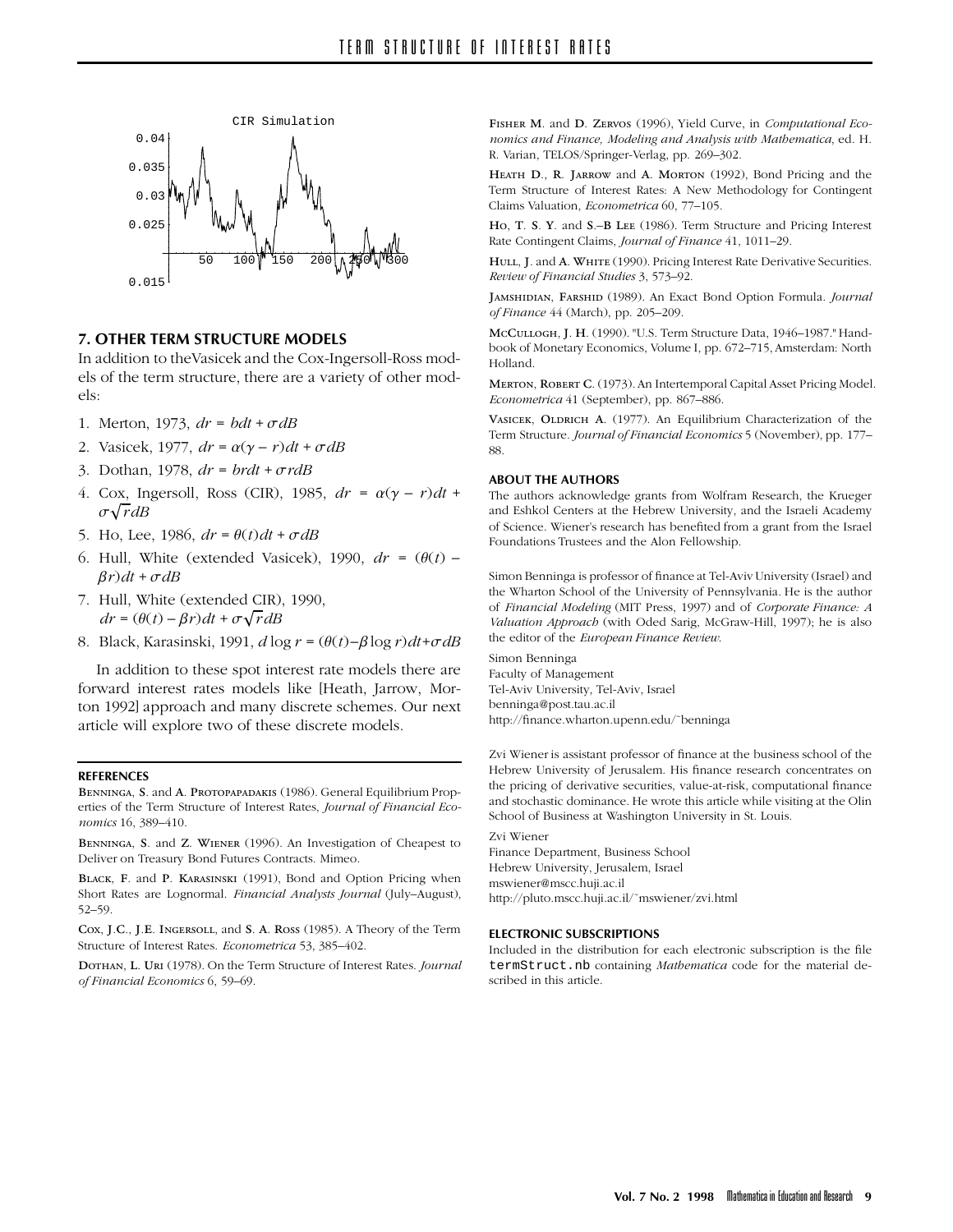CIR Simulation

0.04
0.035
0.03
0.025
0.015

50 100 150 200 250 300

## 7. OTHER TERM STRUCTURE MODELS

In addition to theVasicek and the Cox-Ingersoll-Ross models of the term structure, there are a variety of other models:

1. Merton, 1973, $dr = bdt + \sigma dB$
2. Vasicek, 1977, $dr = \alpha(\gamma - r)dt + \sigma dB$
3. Dothan, 1978, $dr = brdt + \sigma rdB$
4. Cox, Ingersoll, Ross (CIR), 1985, $dr = \alpha(\gamma - r)dt + \sigma\sqrt{r}dB$
5. Ho, Lee, 1986, $dr = \theta(t)dt + \sigma dB$
6. Hull, White (extended Vasicek), 1990, $dr = (\theta(t) - \beta r)dt + \sigma dB$
7. Hull, White (extended CIR), 1990, $dr = (\theta(t) - \beta r)dt + \sigma\sqrt{r}dB$
8. Black, Karasinski, 1991, $d\log r = (\theta(t) - \beta\log r)dt + \sigma dB$

In addition to these spot interest rate models there are forward interest rates models like [Heath, Jarrow, Morton 1992] approach and many discrete schemes. Our next article will explore two of these discrete models.

### REFERENCES

Benninga, S. and A. Protopapadakis (1986). General Equilibrium Properties of the Term Structure of Interest Rates, *Journal of Financial Economics* 16, 389–410.

Benninga, S. and Z. Wiener (1996). An Investigation of Cheapest to Deliver on Treasury Bond Futures Contracts. Mimeo.

Black, F. and P. Karasinski (1991), Bond and Option Pricing when Short Rates are Lognormal. *Financial Analysts Journal* (July–August), 52–59.

Cox, J.C., J.E. Ingersoll, and S. A. Ross (1985). A Theory of the Term Structure of Interest Rates. *Econometrica* 53, 385–402.

Dothan, L. Uri (1978). On the Term Structure of Interest Rates. *Journal of Financial Economics* 6, 59–69.

Fisher M. and D. Zervos (1996), Yield Curve, in *Computational Economics and Finance, Modeling and Analysis with Mathematica*, ed. H. R. Varian, TELOS/Springer-Verlag, pp. 269–302.

Heath D., R. Jarrow and A. Morton (1992), Bond Pricing and the Term Structure of Interest Rates: A New Methodology for Contingent Claims Valuation, *Econometrica* 60, 77–105.

Ho, T. S. Y. and S.–B Lee (1986). Term Structure and Pricing Interest Rate Contingent Claims, *Journal of Finance* 41, 1011–29.

Hull, J. and A. White (1990). Pricing Interest Rate Derivative Securities. *Review of Financial Studies* 3, 573–92.

Jamshidian, Farshid (1989). An Exact Bond Option Formula. *Journal of Finance* 44 (March), pp. 205–209.

McCullogh, J. H. (1990). "U.S. Term Structure Data, 1946–1987." Handbook of Monetary Economics, Volume I, pp. 672–715, Amsterdam: North Holland.

Merton, Robert C. (1973). An Intertemporal Capital Asset Pricing Model. *Econometrica* 41 (September), pp. 867–886.

Vasicek, Oldrich A. (1977). An Equilibrium Characterization of the Term Structure. *Journal of Financial Economics* 5 (November), pp. 177–88.

### ABOUT THE AUTHORS

The authors acknowledge grants from Wolfram Research, the Krueger and Eshkol Centers at the Hebrew University, and the Israeli Academy of Science. Wiener's research has benefited from a grant from the Israel Foundations Trustees and the Alon Fellowship.

Simon Benninga is professor of finance at Tel-Aviv University (Israel) and the Wharton School of the University of Pennsylvania. He is the author of *Financial Modeling* (MIT Press, 1997) and of *Corporate Finance: A Valuation Approach* (with Oded Sarig, McGraw-Hill, 1997); he is also the editor of the *European Finance Review*.

Simon Benninga
Faculty of Management
Tel-Aviv University, Tel-Aviv, Israel
benninga@post.tau.ac.il
http://finance.wharton.upenn.edu/~benninga

Zvi Wiener is assistant professor of finance at the business school of the Hebrew University of Jerusalem. His finance research concentrates on the pricing of derivative securities, value-at-risk, computational finance and stochastic dominance. He wrote this article while visiting at the Olin School of Business at Washington University in St. Louis.

Zvi Wiener
Finance Department, Business School
Hebrew University, Jerusalem, Israel
mswiener@mscc.huji.ac.il
http://pluto.mscc.huji.ac.il/~mswiener/zvi.html

### ELECTRONIC SUBSCRIPTIONS

Included in the distribution for each electronic subscription is the file `termStruct.nb` containing *Mathematica* code for the material described in this article.